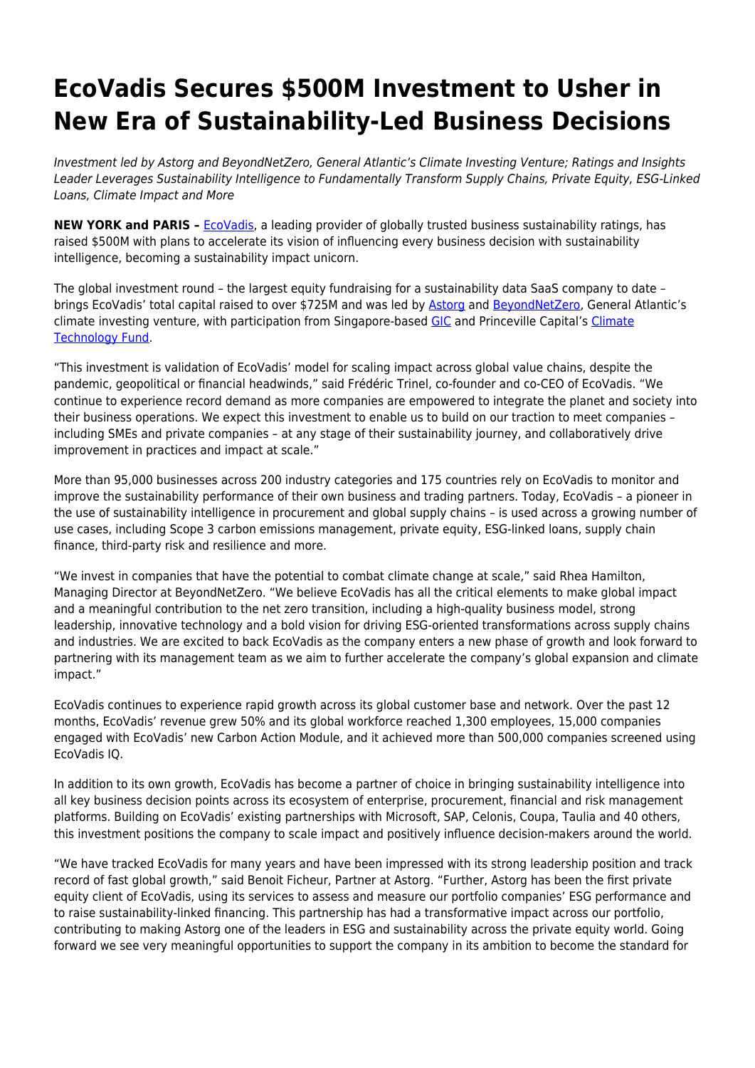# EcoVadis Secures $500M Investment to Usher in New Era of Sustainability-Led Business Decisions

*Investment led by Astorg and BeyondNetZero, General Atlantic's Climate Investing Venture; Ratings and Insights Leader Leverages Sustainability Intelligence to Fundamentally Transform Supply Chains, Private Equity, ESG-Linked Loans, Climate Impact and More*

**NEW YORK and PARIS –** EcoVadis, a leading provider of globally trusted business sustainability ratings, has raised $500M with plans to accelerate its vision of influencing every business decision with sustainability intelligence, becoming a sustainability impact unicorn.

The global investment round – the largest equity fundraising for a sustainability data SaaS company to date – brings EcoVadis' total capital raised to over $725M and was led by Astorg and BeyondNetZero, General Atlantic's climate investing venture, with participation from Singapore-based GIC and Princeville Capital's Climate Technology Fund.

"This investment is validation of EcoVadis' model for scaling impact across global value chains, despite the pandemic, geopolitical or financial headwinds," said Frédéric Trinel, co-founder and co-CEO of EcoVadis. "We continue to experience record demand as more companies are empowered to integrate the planet and society into their business operations. We expect this investment to enable us to build on our traction to meet companies – including SMEs and private companies – at any stage of their sustainability journey, and collaboratively drive improvement in practices and impact at scale."

More than 95,000 businesses across 200 industry categories and 175 countries rely on EcoVadis to monitor and improve the sustainability performance of their own business and trading partners. Today, EcoVadis – a pioneer in the use of sustainability intelligence in procurement and global supply chains – is used across a growing number of use cases, including Scope 3 carbon emissions management, private equity, ESG-linked loans, supply chain finance, third-party risk and resilience and more.

"We invest in companies that have the potential to combat climate change at scale," said Rhea Hamilton, Managing Director at BeyondNetZero. "We believe EcoVadis has all the critical elements to make global impact and a meaningful contribution to the net zero transition, including a high-quality business model, strong leadership, innovative technology and a bold vision for driving ESG-oriented transformations across supply chains and industries. We are excited to back EcoVadis as the company enters a new phase of growth and look forward to partnering with its management team as we aim to further accelerate the company's global expansion and climate impact."

EcoVadis continues to experience rapid growth across its global customer base and network. Over the past 12 months, EcoVadis' revenue grew 50% and its global workforce reached 1,300 employees, 15,000 companies engaged with EcoVadis' new Carbon Action Module, and it achieved more than 500,000 companies screened using EcoVadis IQ.

In addition to its own growth, EcoVadis has become a partner of choice in bringing sustainability intelligence into all key business decision points across its ecosystem of enterprise, procurement, financial and risk management platforms. Building on EcoVadis' existing partnerships with Microsoft, SAP, Celonis, Coupa, Taulia and 40 others, this investment positions the company to scale impact and positively influence decision-makers around the world.

"We have tracked EcoVadis for many years and have been impressed with its strong leadership position and track record of fast global growth," said Benoit Ficheur, Partner at Astorg. "Further, Astorg has been the first private equity client of EcoVadis, using its services to assess and measure our portfolio companies' ESG performance and to raise sustainability-linked financing. This partnership has had a transformative impact across our portfolio, contributing to making Astorg one of the leaders in ESG and sustainability across the private equity world. Going forward we see very meaningful opportunities to support the company in its ambition to become the standard for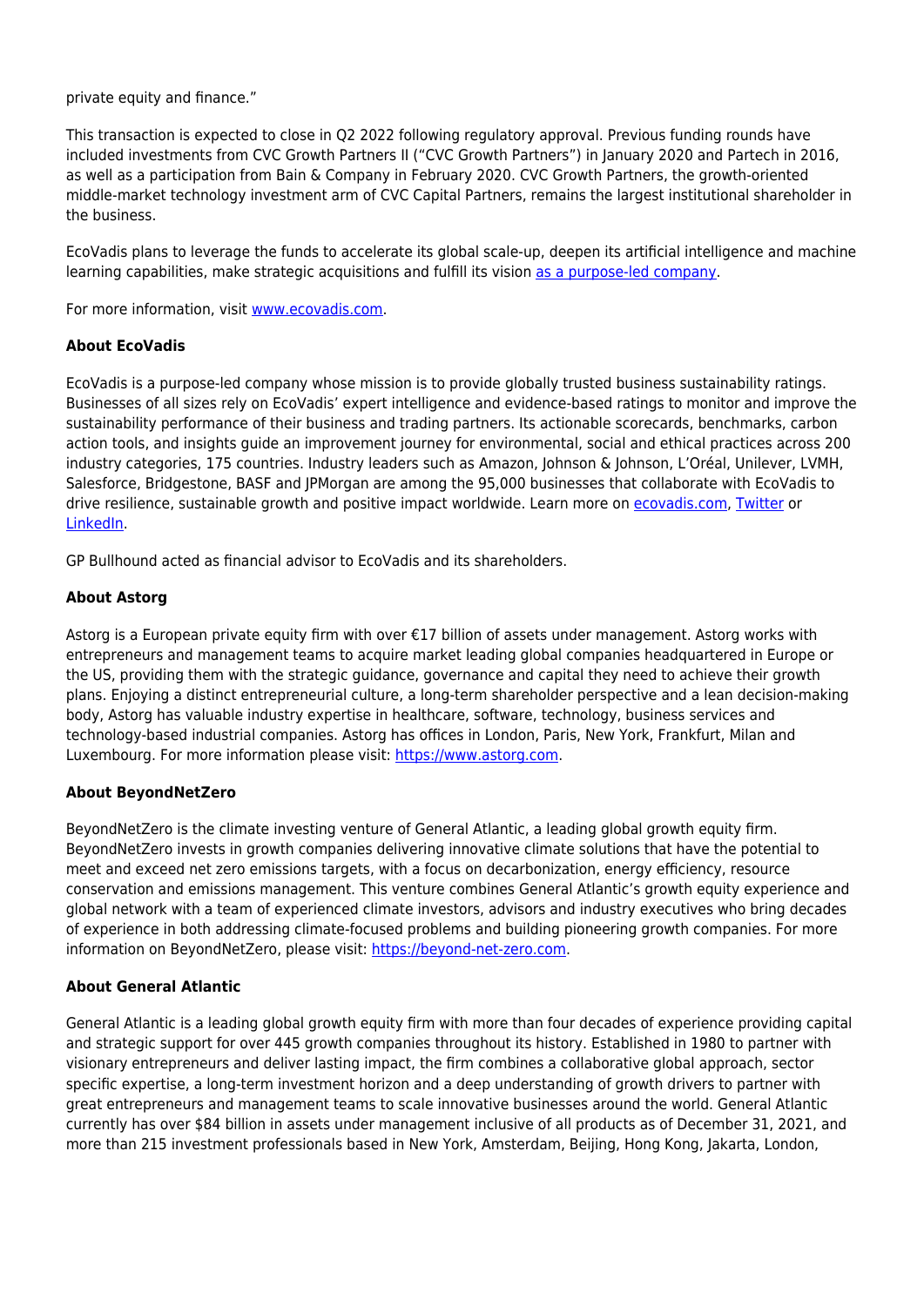private equity and finance."

This transaction is expected to close in Q2 2022 following regulatory approval. Previous funding rounds have included investments from CVC Growth Partners II ("CVC Growth Partners") in January 2020 and Partech in 2016, as well as a participation from Bain & Company in February 2020. CVC Growth Partners, the growth-oriented middle-market technology investment arm of CVC Capital Partners, remains the largest institutional shareholder in the business.

EcoVadis plans to leverage the funds to accelerate its global scale-up, deepen its artificial intelligence and machine learning capabilities, make strategic acquisitions and fulfill its vision [as a purpose-led company](#).

For more information, visit [www.ecovadis.com](http://www.ecovadis.com).

**About EcoVadis**

EcoVadis is a purpose-led company whose mission is to provide globally trusted business sustainability ratings. Businesses of all sizes rely on EcoVadis' expert intelligence and evidence-based ratings to monitor and improve the sustainability performance of their business and trading partners. Its actionable scorecards, benchmarks, carbon action tools, and insights guide an improvement journey for environmental, social and ethical practices across 200 industry categories, 175 countries. Industry leaders such as Amazon, Johnson & Johnson, L'Oréal, Unilever, LVMH, Salesforce, Bridgestone, BASF and JPMorgan are among the 95,000 businesses that collaborate with EcoVadis to drive resilience, sustainable growth and positive impact worldwide. Learn more on [ecovadis.com](http://ecovadis.com), [Twitter](#) or [LinkedIn](#).

GP Bullhound acted as financial advisor to EcoVadis and its shareholders.

**About Astorg**

Astorg is a European private equity firm with over €17 billion of assets under management. Astorg works with entrepreneurs and management teams to acquire market leading global companies headquartered in Europe or the US, providing them with the strategic guidance, governance and capital they need to achieve their growth plans. Enjoying a distinct entrepreneurial culture, a long-term shareholder perspective and a lean decision-making body, Astorg has valuable industry expertise in healthcare, software, technology, business services and technology-based industrial companies. Astorg has offices in London, Paris, New York, Frankfurt, Milan and Luxembourg. For more information please visit: [https://www.astorg.com](https://www.astorg.com).

**About BeyondNetZero**

BeyondNetZero is the climate investing venture of General Atlantic, a leading global growth equity firm. BeyondNetZero invests in growth companies delivering innovative climate solutions that have the potential to meet and exceed net zero emissions targets, with a focus on decarbonization, energy efficiency, resource conservation and emissions management. This venture combines General Atlantic's growth equity experience and global network with a team of experienced climate investors, advisors and industry executives who bring decades of experience in both addressing climate-focused problems and building pioneering growth companies. For more information on BeyondNetZero, please visit: [https://beyond-net-zero.com](https://beyond-net-zero.com).

**About General Atlantic**

General Atlantic is a leading global growth equity firm with more than four decades of experience providing capital and strategic support for over 445 growth companies throughout its history. Established in 1980 to partner with visionary entrepreneurs and deliver lasting impact, the firm combines a collaborative global approach, sector specific expertise, a long-term investment horizon and a deep understanding of growth drivers to partner with great entrepreneurs and management teams to scale innovative businesses around the world. General Atlantic currently has over $84 billion in assets under management inclusive of all products as of December 31, 2021, and more than 215 investment professionals based in New York, Amsterdam, Beijing, Hong Kong, Jakarta, London,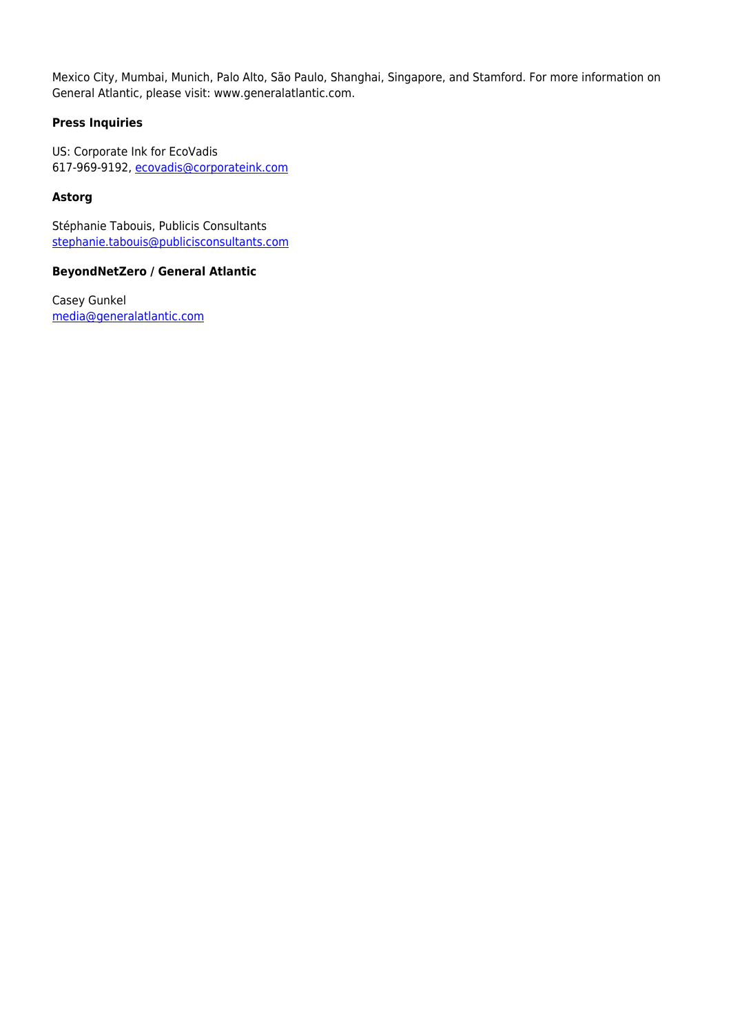Mexico City, Mumbai, Munich, Palo Alto, São Paulo, Shanghai, Singapore, and Stamford. For more information on General Atlantic, please visit: www.generalatlantic.com.

**Press Inquiries**

US: Corporate Ink for EcoVadis
617-969-9192, ecovadis@corporateink.com

**Astorg**

Stéphanie Tabouis, Publicis Consultants
stephanie.tabouis@publicisconsultants.com

**BeyondNetZero / General Atlantic**

Casey Gunkel
media@generalatlantic.com